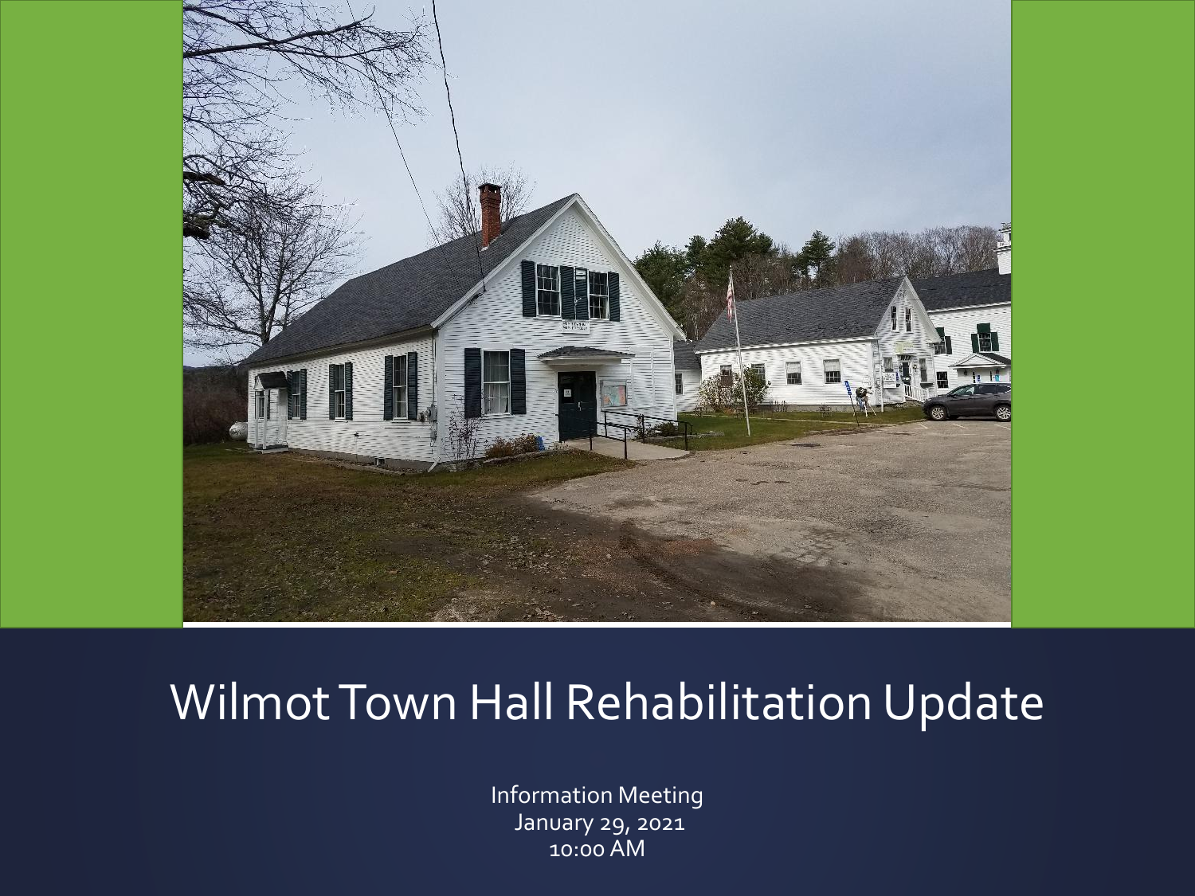# Wilmot Town Hall Rehabilitation Update

Information Meeting
January 29, 2021
10:00 AM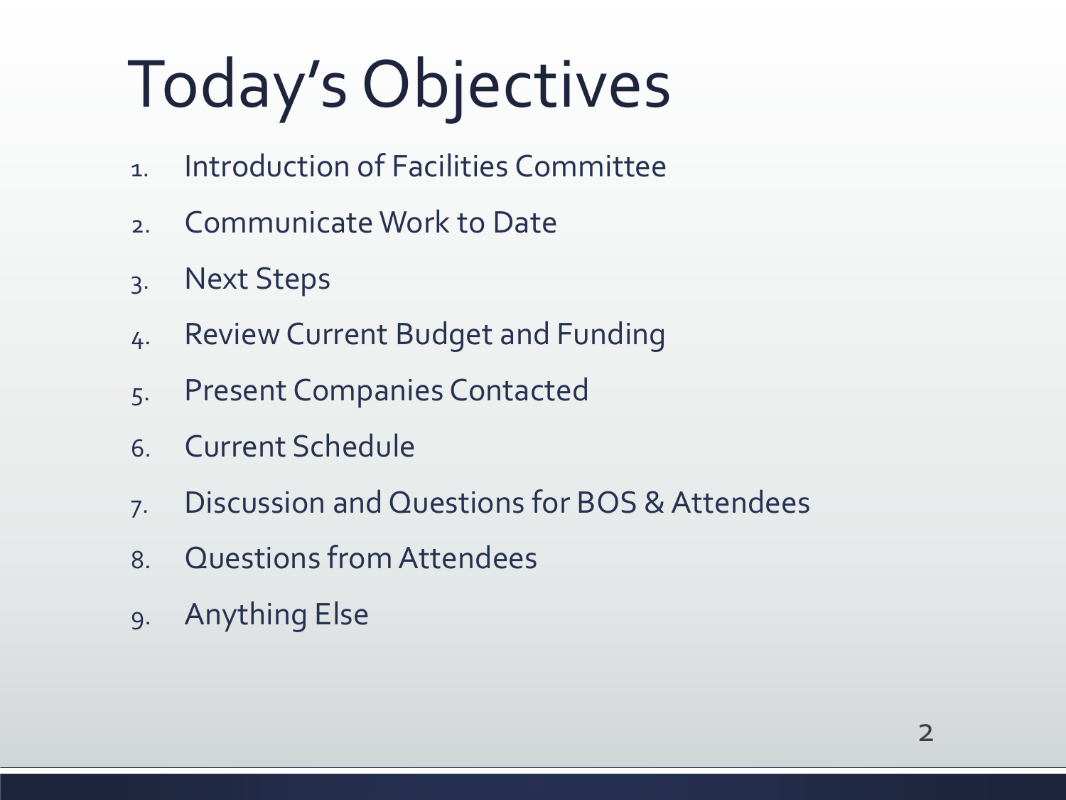# Today's Objectives

1. Introduction of Facilities Committee
2. Communicate Work to Date
3. Next Steps
4. Review Current Budget and Funding
5. Present Companies Contacted
6. Current Schedule
7. Discussion and Questions for BOS & Attendees
8. Questions from Attendees
9. Anything Else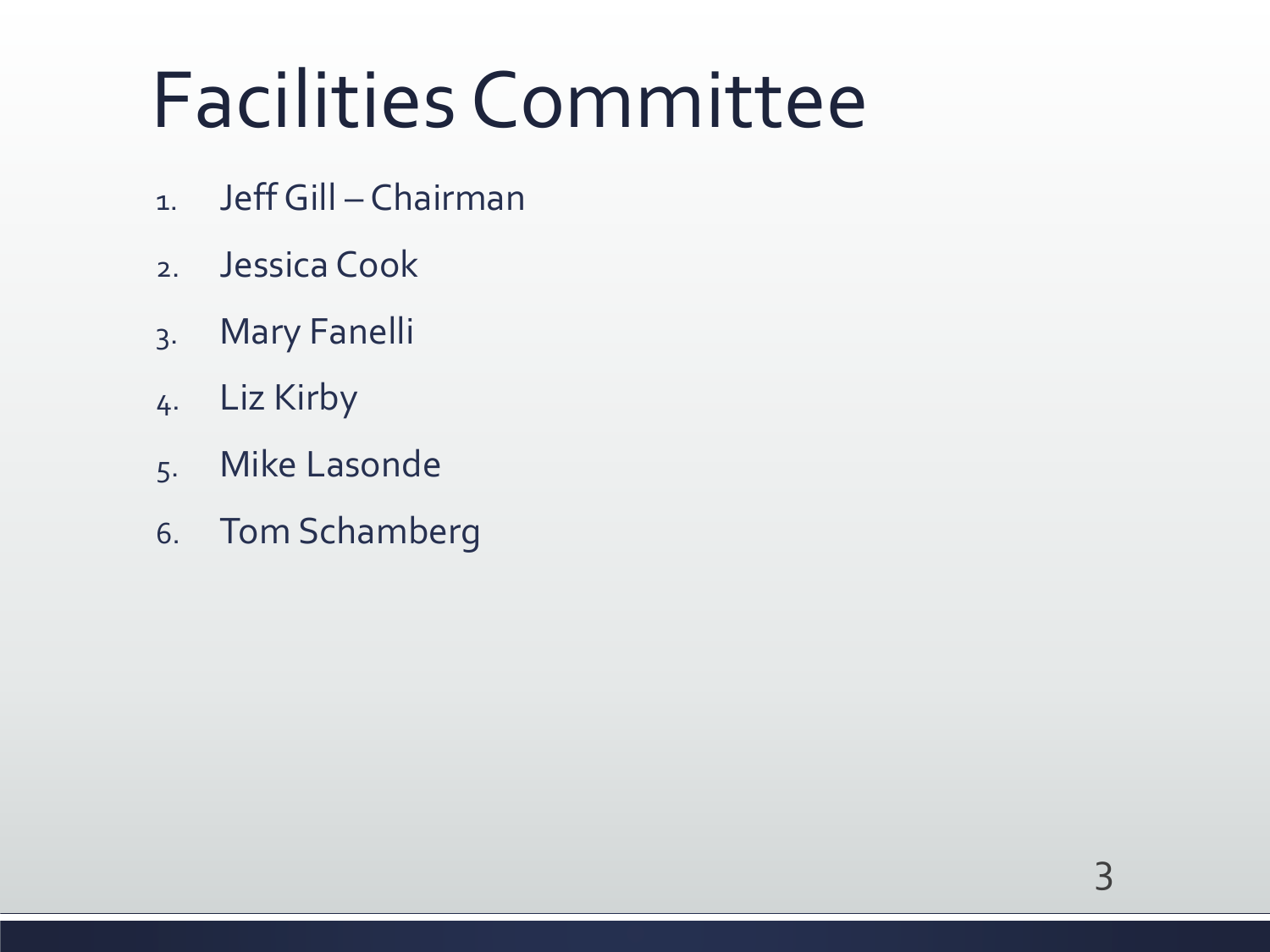# Facilities Committee

1. Jeff Gill – Chairman
2. Jessica Cook
3. Mary Fanelli
4. Liz Kirby
5. Mike Lasonde
6. Tom Schamberg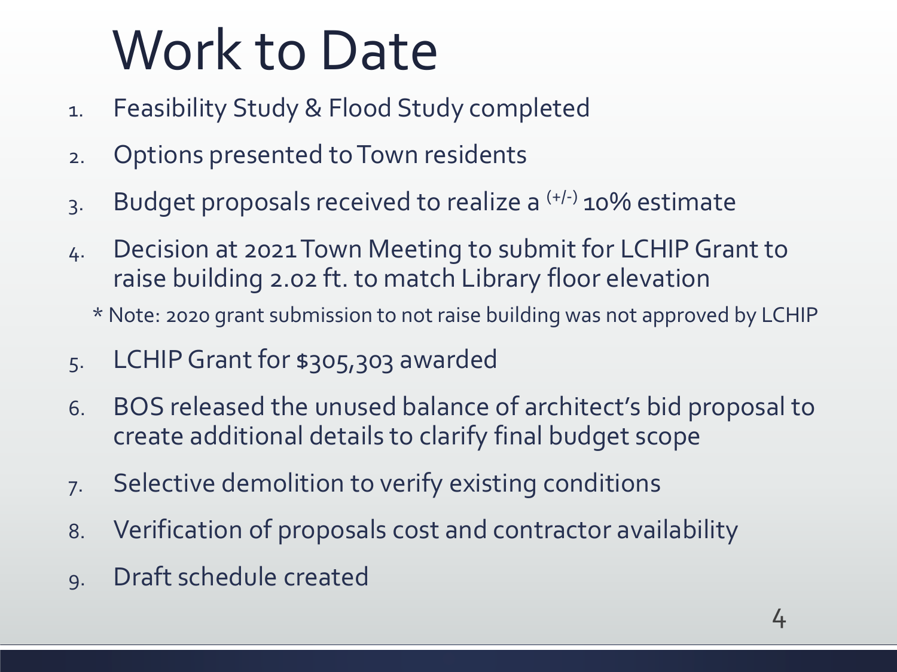# Work to Date

1. Feasibility Study & Flood Study completed
2. Options presented to Town residents
3. Budget proposals received to realize a (+/-) 10% estimate
4. Decision at 2021 Town Meeting to submit for LCHIP Grant to raise building 2.02 ft. to match Library floor elevation

   * Note: 2020 grant submission to not raise building was not approved by LCHIP
5. LCHIP Grant for $305,303 awarded
6. BOS released the unused balance of architect's bid proposal to create additional details to clarify final budget scope
7. Selective demolition to verify existing conditions
8. Verification of proposals cost and contractor availability
9. Draft schedule created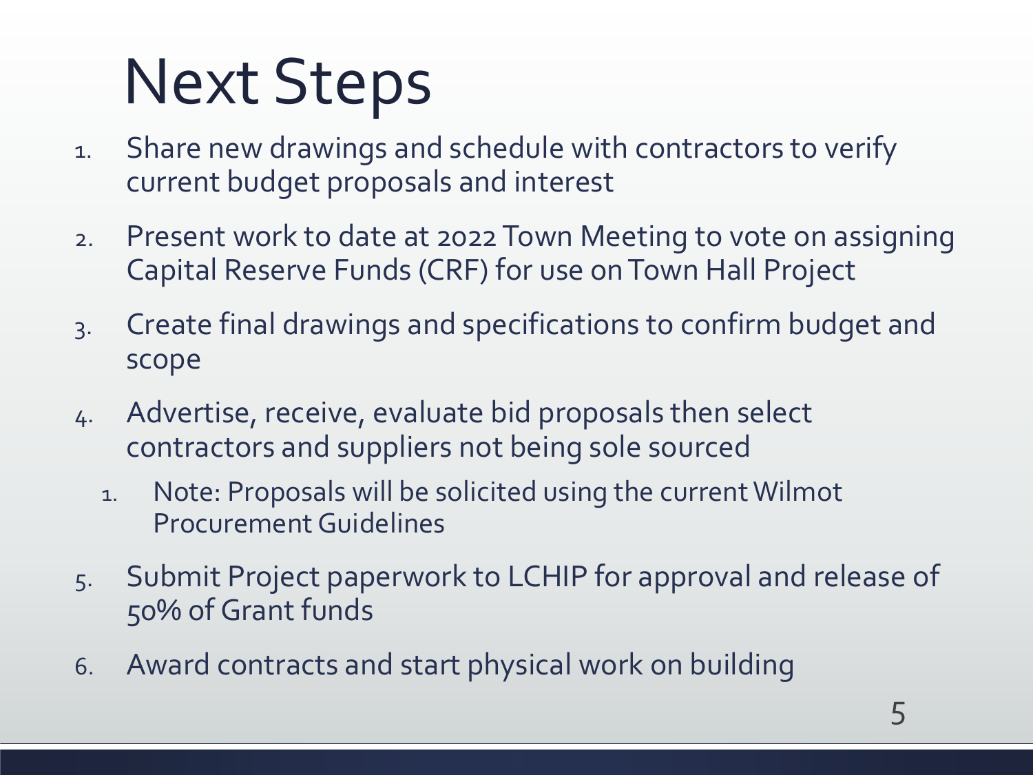# Next Steps

1. Share new drawings and schedule with contractors to verify current budget proposals and interest
2. Present work to date at 2022 Town Meeting to vote on assigning Capital Reserve Funds (CRF) for use on Town Hall Project
3. Create final drawings and specifications to confirm budget and scope
4. Advertise, receive, evaluate bid proposals then select contractors and suppliers not being sole sourced
   1. Note: Proposals will be solicited using the current Wilmot Procurement Guidelines
5. Submit Project paperwork to LCHIP for approval and release of 50% of Grant funds
6. Award contracts and start physical work on building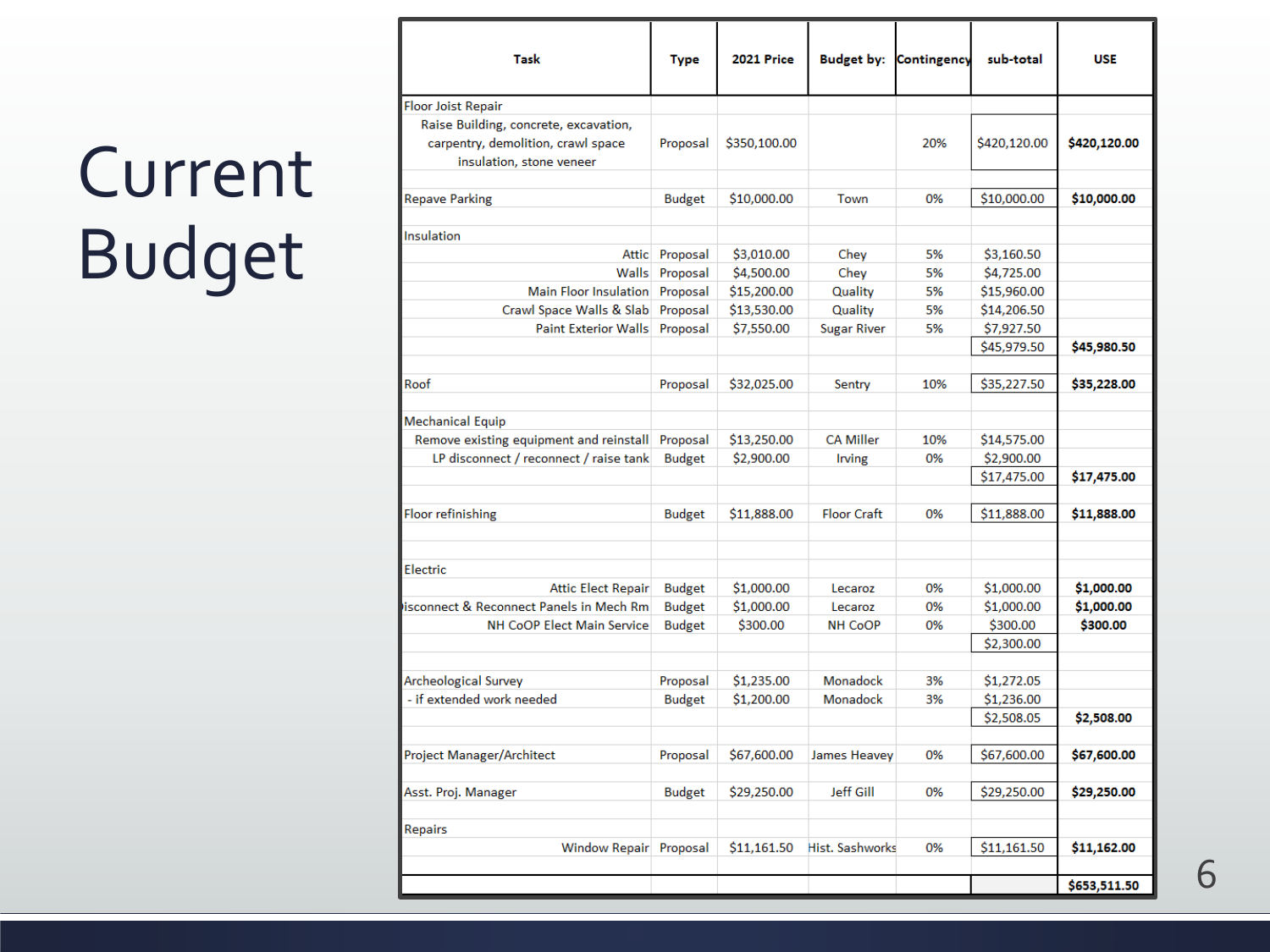# Current Budget

| Task | Type | 2021 Price | Budget by: | Contingency | sub-total | USE |
|---|---|---|---|---|---|---|
| Floor Joist Repair | | | | | | |
| Raise Building, concrete, excavation, carpentry, demolition, crawl space insulation, stone veneer | Proposal | $350,100.00 | | 20% | $420,120.00 | **$420,120.00** |
| Repave Parking | Budget | $10,000.00 | Town | 0% | $10,000.00 | **$10,000.00** |
| Insulation | | | | | | |
| Attic | Proposal | $3,010.00 | Chey | 5% | $3,160.50 | |
| Walls | Proposal | $4,500.00 | Chey | 5% | $4,725.00 | |
| Main Floor Insulation | Proposal | $15,200.00 | Quality | 5% | $15,960.00 | |
| Crawl Space Walls & Slab | Proposal | $13,530.00 | Quality | 5% | $14,206.50 | |
| Paint Exterior Walls | Proposal | $7,550.00 | Sugar River | 5% | $7,927.50 | |
| | | | | | $45,979.50 | **$45,980.50** |
| Roof | Proposal | $32,025.00 | Sentry | 10% | $35,227.50 | **$35,228.00** |
| Mechanical Equip | | | | | | |
| Remove existing equipment and reinstall | Proposal | $13,250.00 | CA Miller | 10% | $14,575.00 | |
| LP disconnect / reconnect / raise tank | Budget | $2,900.00 | Irving | 0% | $2,900.00 | |
| | | | | | $17,475.00 | **$17,475.00** |
| Floor refinishing | Budget | $11,888.00 | Floor Craft | 0% | $11,888.00 | **$11,888.00** |
| Electric | | | | | | |
| Attic Elect Repair | Budget | $1,000.00 | Lecaroz | 0% | $1,000.00 | **$1,000.00** |
| Disconnect & Reconnect Panels in Mech Rm | Budget | $1,000.00 | Lecaroz | 0% | $1,000.00 | **$1,000.00** |
| NH CoOP Elect Main Service | Budget | $300.00 | NH CoOP | 0% | $300.00 | **$300.00** |
| | | | | | $2,300.00 | |
| Archeological Survey | Proposal | $1,235.00 | Monadock | 3% | $1,272.05 | |
| - if extended work needed | Budget | $1,200.00 | Monadock | 3% | $1,236.00 | |
| | | | | | $2,508.05 | **$2,508.00** |
| Project Manager/Architect | Proposal | $67,600.00 | James Heavey | 0% | $67,600.00 | **$67,600.00** |
| Asst. Proj. Manager | Budget | $29,250.00 | Jeff Gill | 0% | $29,250.00 | **$29,250.00** |
| Repairs | | | | | | |
| Window Repair | Proposal | $11,161.50 | Hist. Sashworks | 0% | $11,161.50 | **$11,162.00** |
| | | | | | | **$653,511.50** |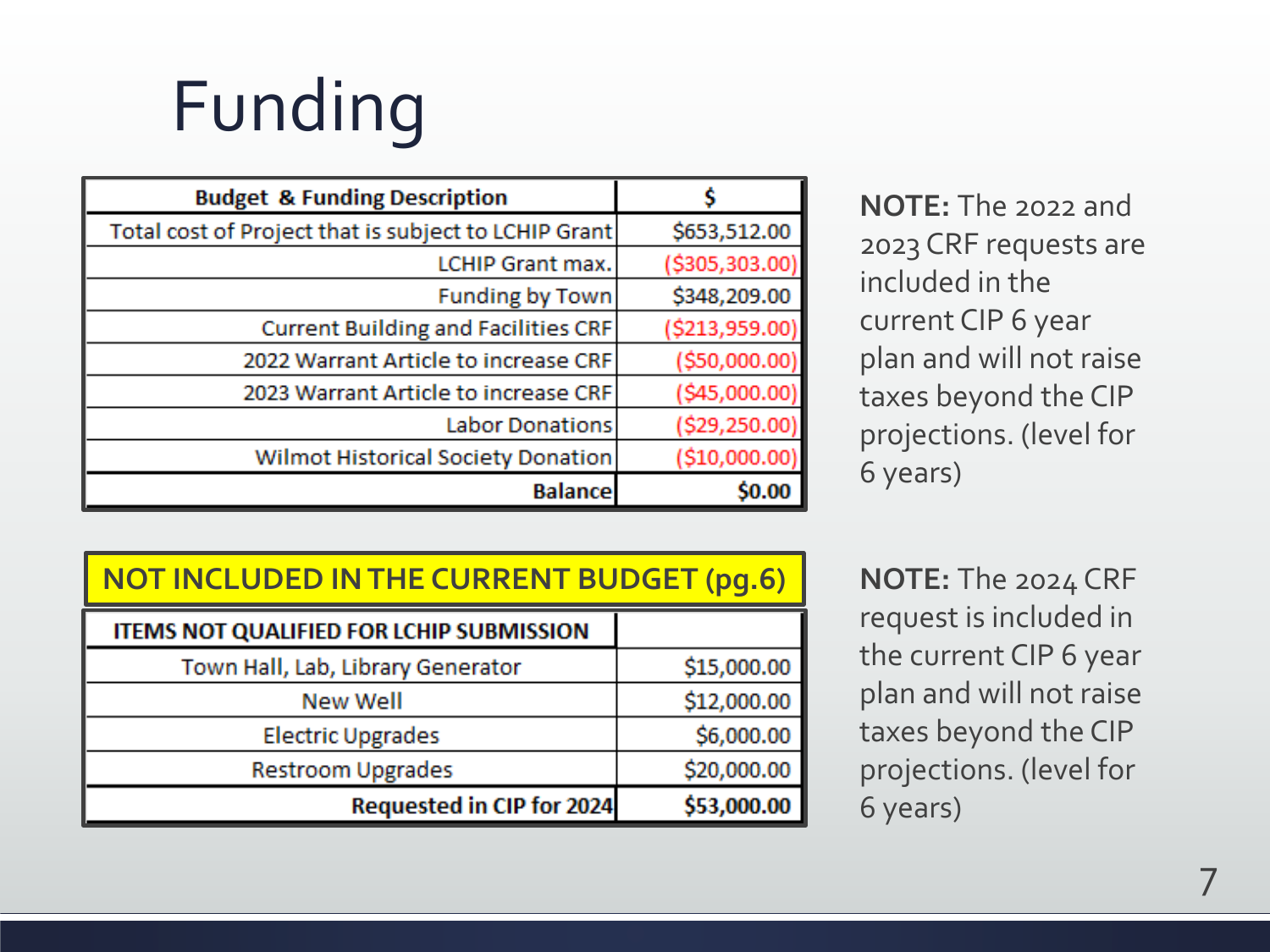# Funding

| Budget & Funding Description | $ |
|---|---|
| Total cost of Project that is subject to LCHIP Grant | $653,512.00 |
| LCHIP Grant max. | ($305,303.00) |
| Funding by Town | $348,209.00 |
| Current Building and Facilities CRF | ($213,959.00) |
| 2022 Warrant Article to increase CRF | ($50,000.00) |
| 2023 Warrant Article to increase CRF | ($45,000.00) |
| Labor Donations | ($29,250.00) |
| Wilmot Historical Society Donation | ($10,000.00) |
| **Balance** | **$0.00** |

**NOTE:** The 2022 and 2023 CRF requests are included in the current CIP 6 year plan and will not raise taxes beyond the CIP projections. (level for 6 years)

**NOT INCLUDED IN THE CURRENT BUDGET (pg.6)**

| ITEMS NOT QUALIFIED FOR LCHIP SUBMISSION | |
|---|---|
| Town Hall, Lab, Library Generator | $15,000.00 |
| New Well | $12,000.00 |
| Electric Upgrades | $6,000.00 |
| Restroom Upgrades | $20,000.00 |
| **Requested in CIP for 2024** | **$53,000.00** |

**NOTE:** The 2024 CRF request is included in the current CIP 6 year plan and will not raise taxes beyond the CIP projections. (level for 6 years)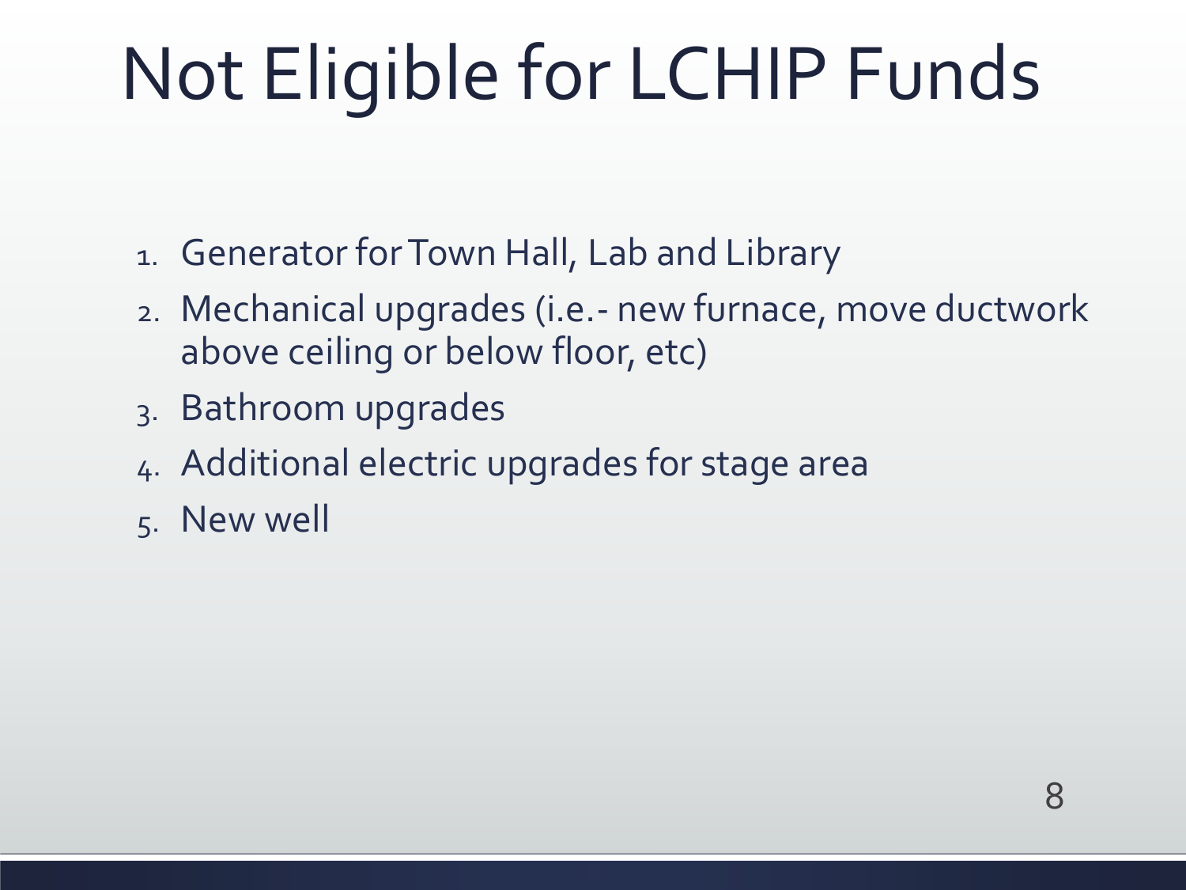# Not Eligible for LCHIP Funds

1. Generator for Town Hall, Lab and Library
2. Mechanical upgrades (i.e.- new furnace, move ductwork above ceiling or below floor, etc)
3. Bathroom upgrades
4. Additional electric upgrades for stage area
5. New well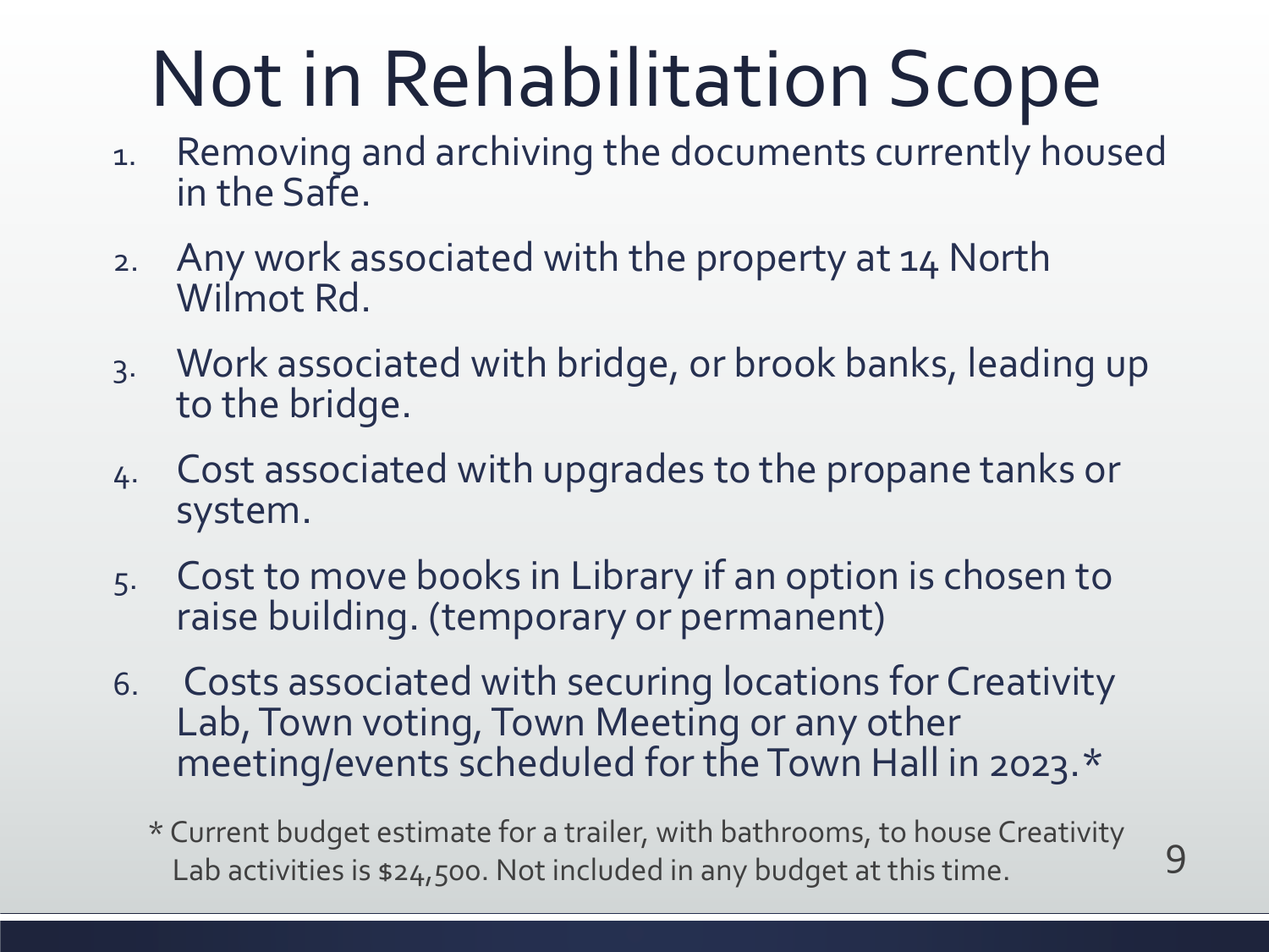# Not in Rehabilitation Scope

1. Removing and archiving the documents currently housed in the Safe.
2. Any work associated with the property at 14 North Wilmot Rd.
3. Work associated with bridge, or brook banks, leading up to the bridge.
4. Cost associated with upgrades to the propane tanks or system.
5. Cost to move books in Library if an option is chosen to raise building. (temporary or permanent)
6. Costs associated with securing locations for Creativity Lab, Town voting, Town Meeting or any other meeting/events scheduled for the Town Hall in 2023.*

\* Current budget estimate for a trailer, with bathrooms, to house Creativity Lab activities is $24,500. Not included in any budget at this time.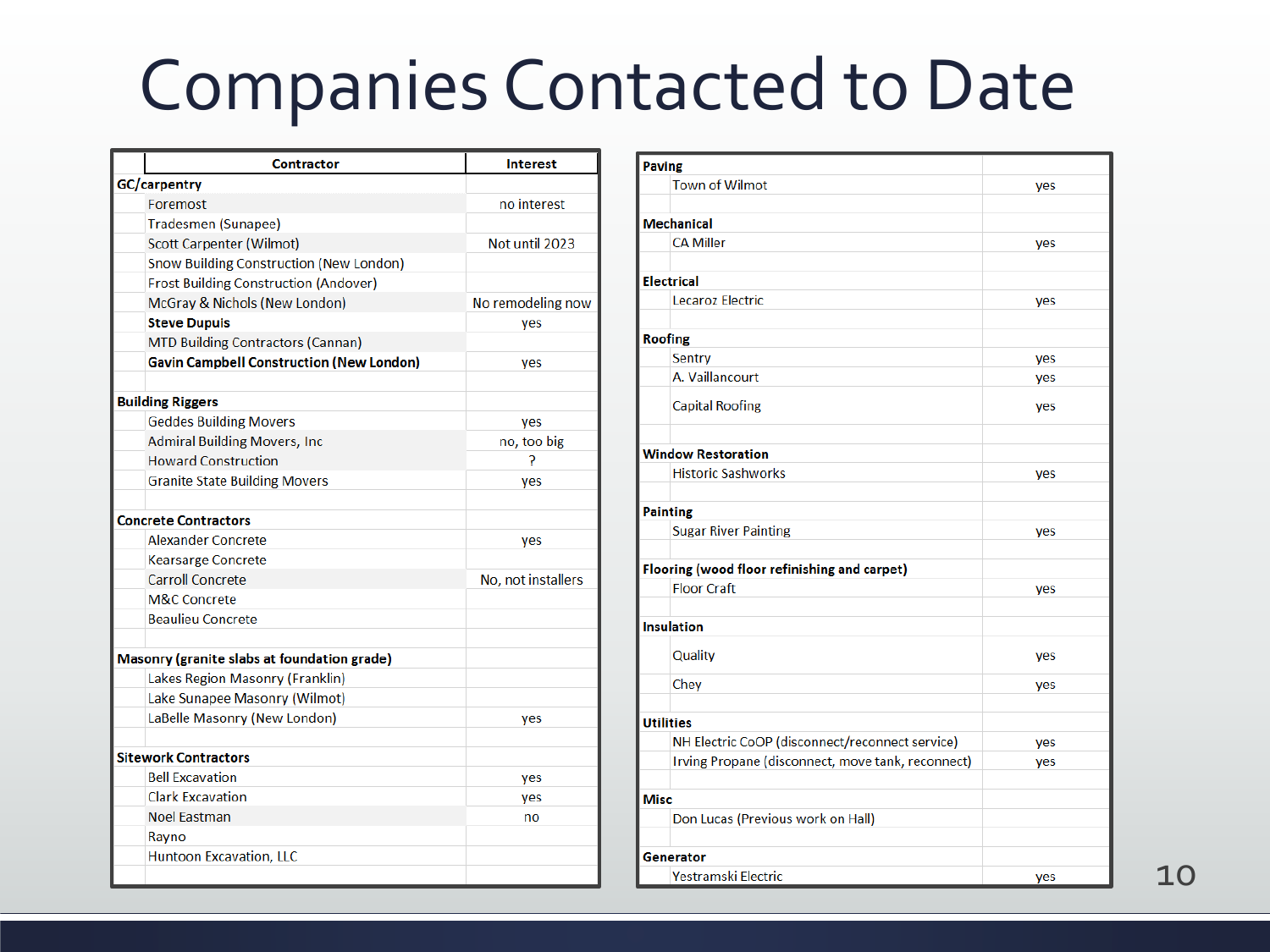# Companies Contacted to Date

| Contractor | Interest |
|---|---|
| **GC/carpentry** | |
| Foremost | no interest |
| Tradesmen (Sunapee) | |
| Scott Carpenter (Wilmot) | Not until 2023 |
| Snow Building Construction (New London) | |
| Frost Building Construction (Andover) | |
| McGray & Nichols (New London) | No remodeling now |
| **Steve Dupuis** | yes |
| MTD Building Contractors (Cannan) | |
| **Gavin Campbell Construction (New London)** | yes |
| | |
| **Building Riggers** | |
| Geddes Building Movers | yes |
| Admiral Building Movers, Inc | no, too big |
| Howard Construction | ? |
| Granite State Building Movers | yes |
| | |
| **Concrete Contractors** | |
| Alexander Concrete | yes |
| Kearsarge Concrete | |
| Carroll Concrete | No, not installers |
| M&C Concrete | |
| Beaulieu Concrete | |
| | |
| **Masonry (granite slabs at foundation grade)** | |
| Lakes Region Masonry (Franklin) | |
| Lake Sunapee Masonry (Wilmot) | |
| LaBelle Masonry (New London) | yes |
| | |
| **Sitework Contractors** | |
| Bell Excavation | yes |
| Clark Excavation | yes |
| Noel Eastman | no |
| Rayno | |
| Huntoon Excavation, LLC | |

| | |
|---|---|
| **Paving** | |
| Town of Wilmot | yes |
| | |
| **Mechanical** | |
| CA Miller | yes |
| | |
| **Electrical** | |
| Lecaroz Electric | yes |
| | |
| **Roofing** | |
| Sentry | yes |
| A. Vaillancourt | yes |
| Capital Roofing | yes |
| | |
| **Window Restoration** | |
| Historic Sashworks | yes |
| | |
| **Painting** | |
| Sugar River Painting | yes |
| | |
| **Flooring (wood floor refinishing and carpet)** | |
| Floor Craft | yes |
| | |
| **Insulation** | |
| Quality | yes |
| Chey | yes |
| | |
| **Utilities** | |
| NH Electric CoOP (disconnect/reconnect service) | yes |
| Irving Propane (disconnect, move tank, reconnect) | yes |
| | |
| **Misc** | |
| Don Lucas (Previous work on Hall) | |
| | |
| **Generator** | |
| Yestramski Electric | yes |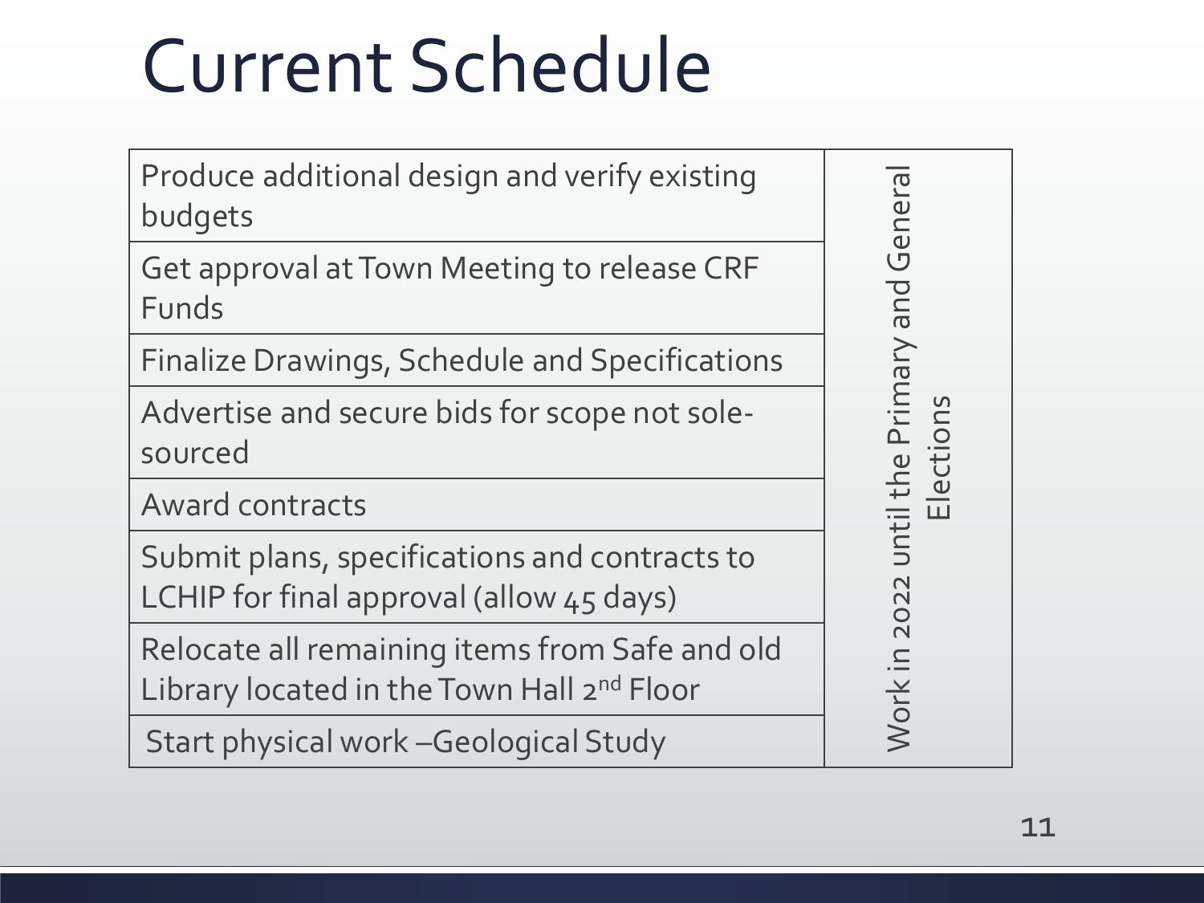# Current Schedule

| Task | Timing |
|---|---|
| Produce additional design and verify existing budgets | Work in 2022 until the Primary and General Elections |
| Get approval at Town Meeting to release CRF Funds | |
| Finalize Drawings, Schedule and Specifications | |
| Advertise and secure bids for scope not sole-sourced | |
| Award contracts | |
| Submit plans, specifications and contracts to LCHIP for final approval (allow 45 days) | |
| Relocate all remaining items from Safe and old Library located in the Town Hall 2nd Floor | |
| Start physical work –Geological Study | |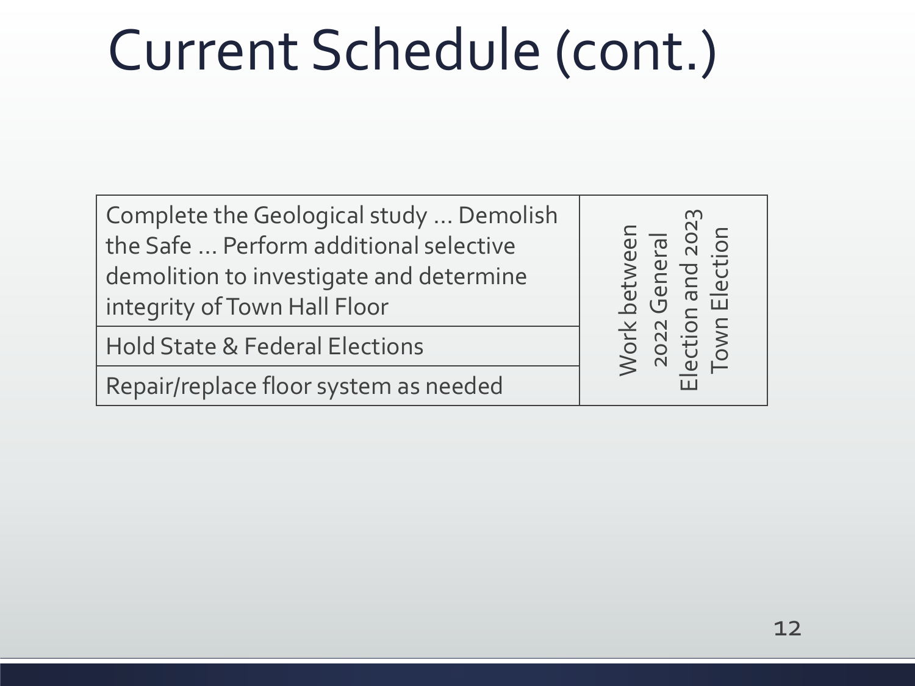# Current Schedule (cont.)

| Task | Timing |
|---|---|
| Complete the Geological study … Demolish the Safe … Perform additional selective demolition to investigate and determine integrity of Town Hall Floor | Work between 2022 General Election and 2023 Town Election |
| Hold State & Federal Elections | |
| Repair/replace floor system as needed | |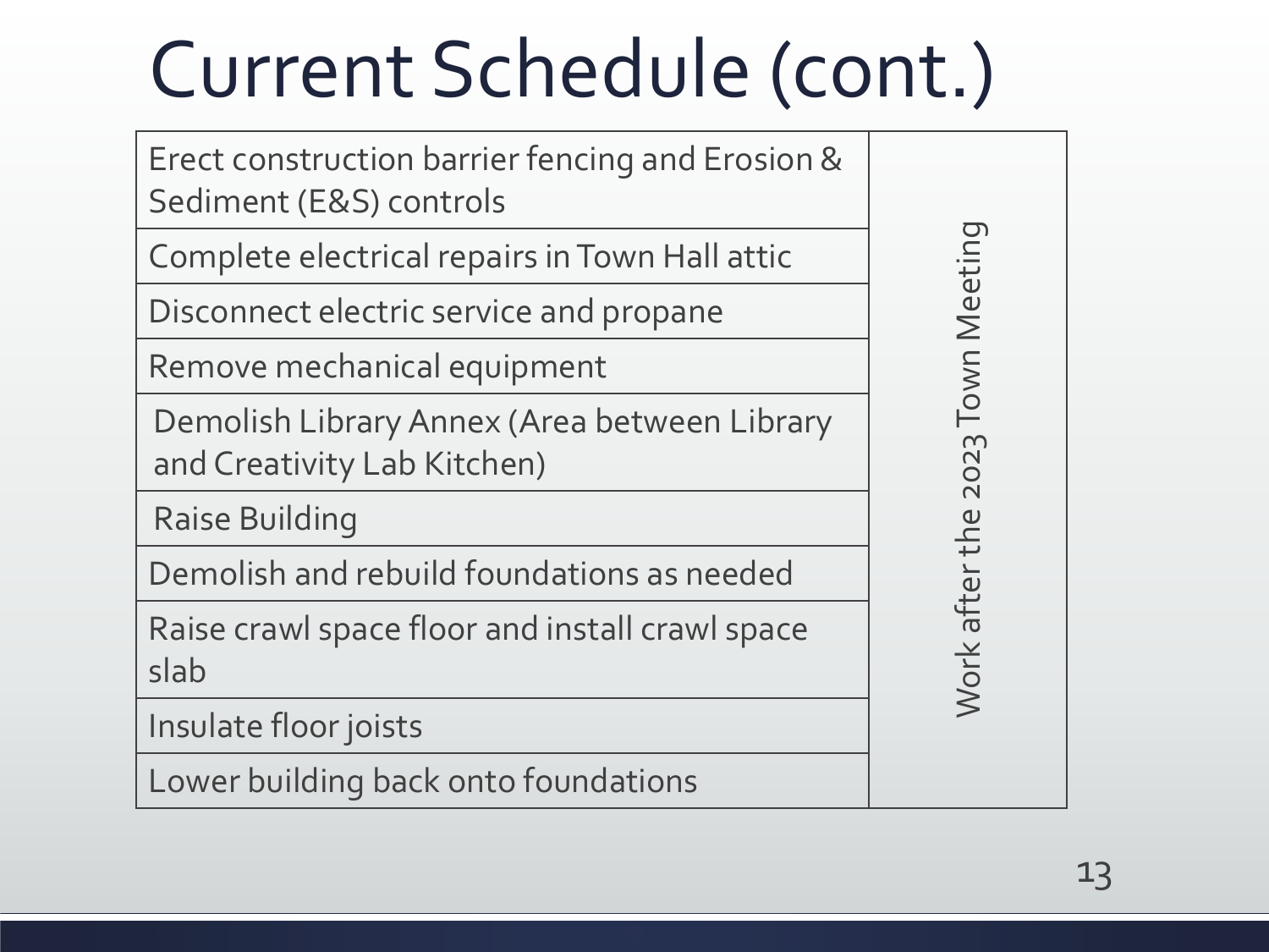# Current Schedule (cont.)

| Task | Timing |
|---|---|
| Erect construction barrier fencing and Erosion & Sediment (E&S) controls | Work after the 2023 Town Meeting |
| Complete electrical repairs in Town Hall attic | |
| Disconnect electric service and propane | |
| Remove mechanical equipment | |
| Demolish Library Annex (Area between Library and Creativity Lab Kitchen) | |
| Raise Building | |
| Demolish and rebuild foundations as needed | |
| Raise crawl space floor and install crawl space slab | |
| Insulate floor joists | |
| Lower building back onto foundations | |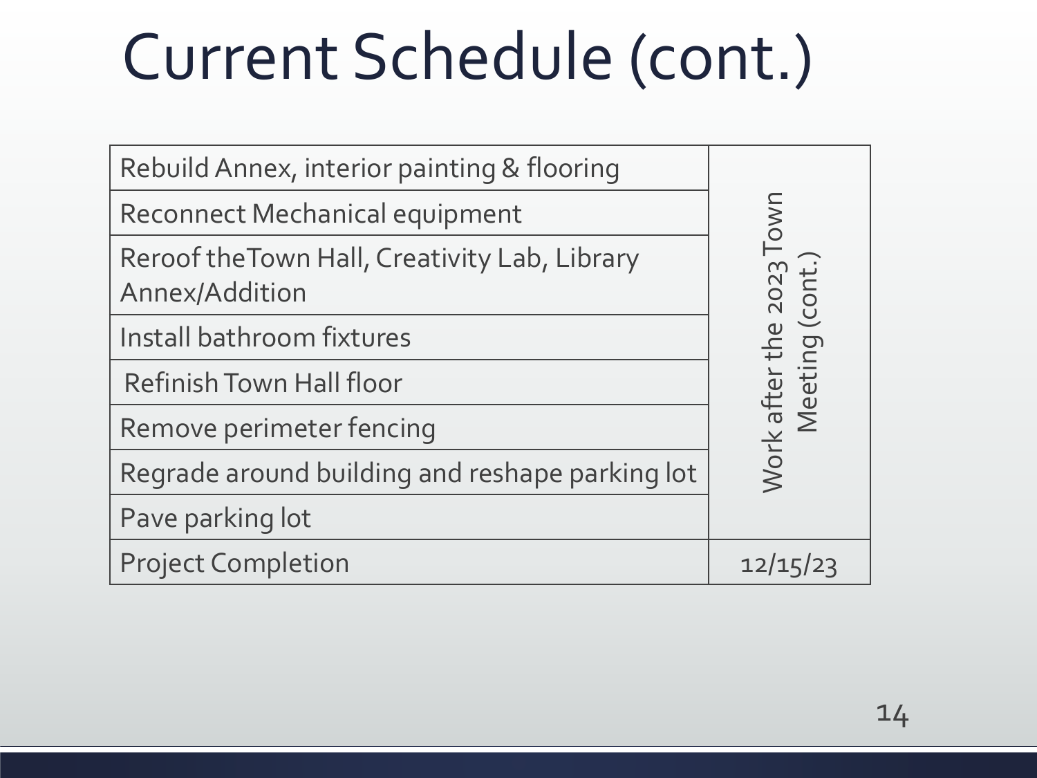# Current Schedule (cont.)

| Task | Schedule |
|---|---|
| Rebuild Annex, interior painting & flooring | Work after the 2023 Town Meeting (cont.) |
| Reconnect Mechanical equipment | |
| Reroof theTown Hall, Creativity Lab, Library Annex/Addition | |
| Install bathroom fixtures | |
| Refinish Town Hall floor | |
| Remove perimeter fencing | |
| Regrade around building and reshape parking lot | |
| Pave parking lot | |
| Project Completion | 12/15/23 |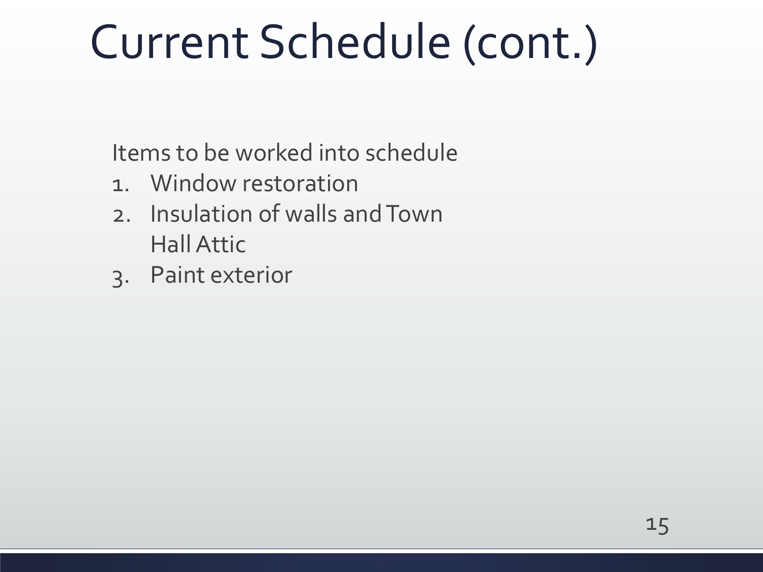# Current Schedule (cont.)

Items to be worked into schedule

1. Window restoration
2. Insulation of walls and Town Hall Attic
3. Paint exterior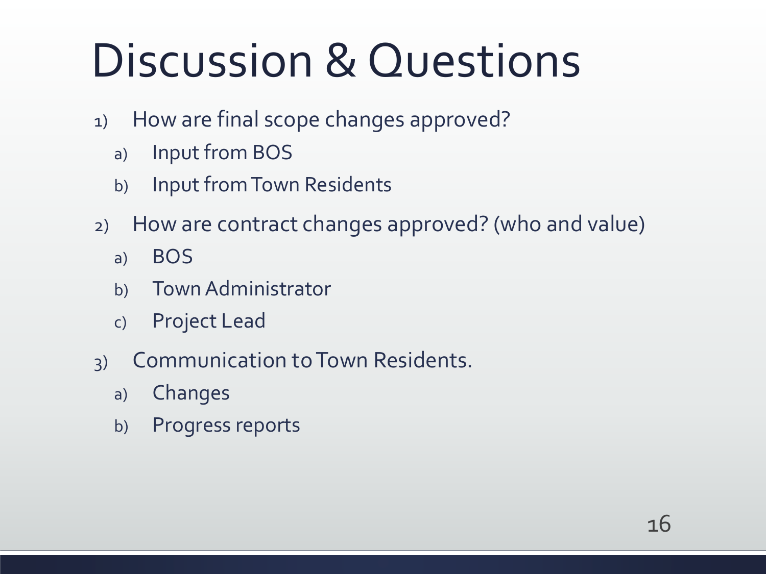# Discussion & Questions

1) How are final scope changes approved?
   a) Input from BOS
   b) Input from Town Residents
2) How are contract changes approved? (who and value)
   a) BOS
   b) Town Administrator
   c) Project Lead
3) Communication to Town Residents.
   a) Changes
   b) Progress reports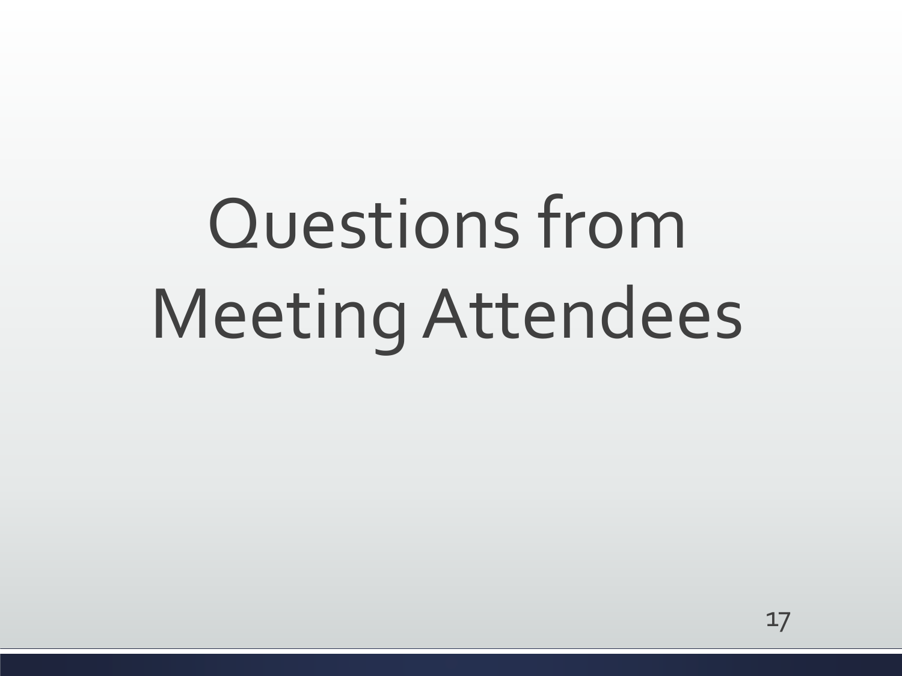# Questions from Meeting Attendees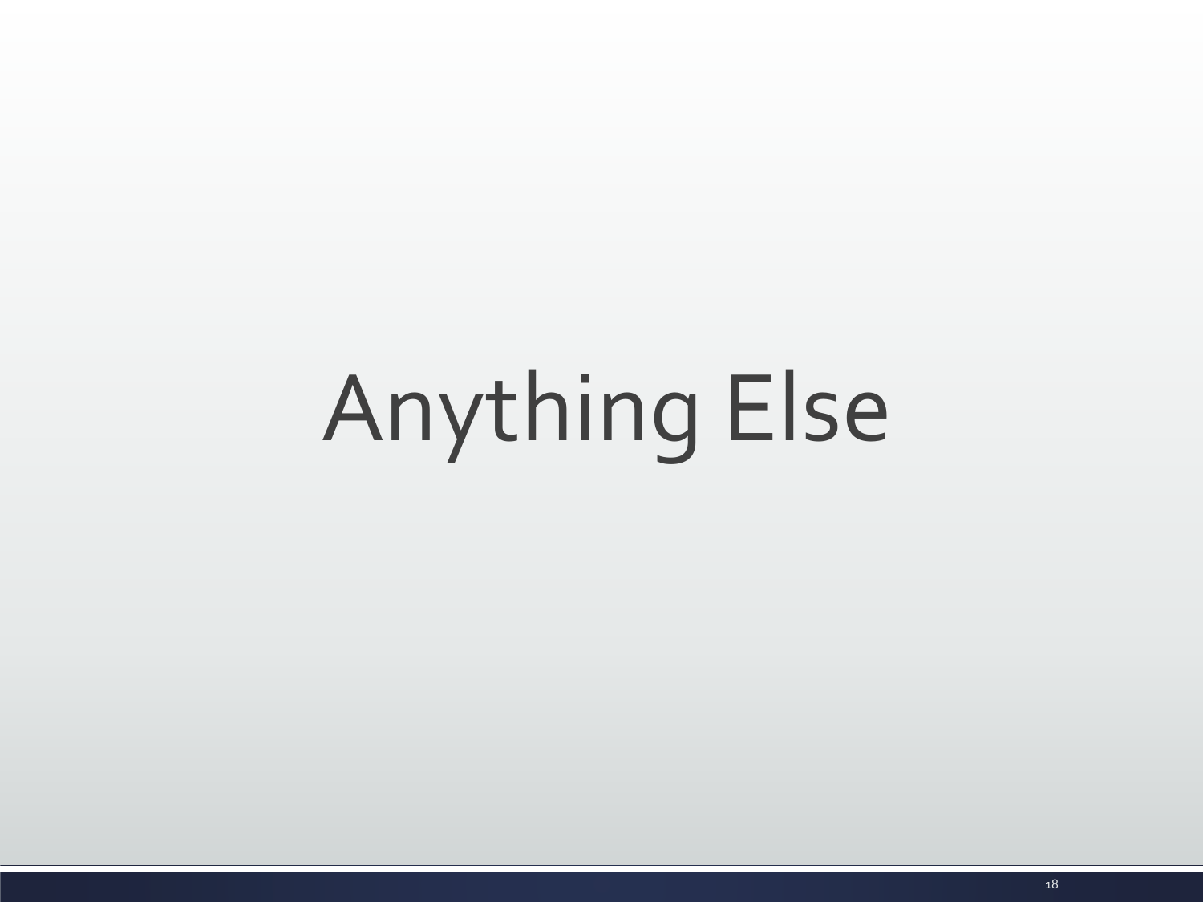# Anything Else